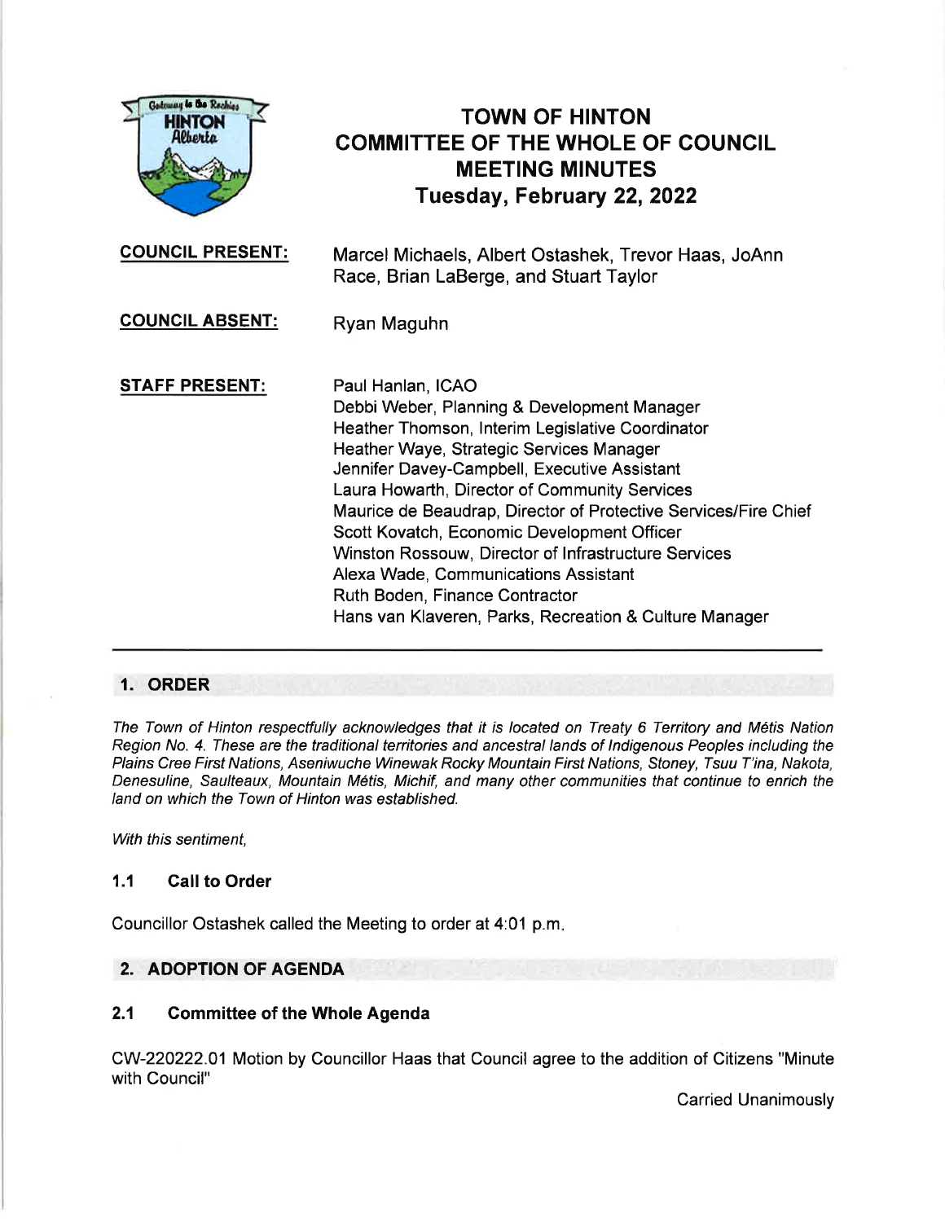# TOWN OF HINTON
# COMMITTEE OF THE WHOLE OF COUNCIL
# MEETING MINUTES
## Tuesday, February 22, 2022

**COUNCIL PRESENT:** Marcel Michaels, Albert Ostashek, Trevor Haas, JoAnn Race, Brian LaBerge, and Stuart Taylor

**COUNCIL ABSENT:** Ryan Maguhn

**STAFF PRESENT:**
Paul Hanlan, ICAO
Debbi Weber, Planning & Development Manager
Heather Thomson, Interim Legislative Coordinator
Heather Waye, Strategic Services Manager
Jennifer Davey-Campbell, Executive Assistant
Laura Howarth, Director of Community Services
Maurice de Beaudrap, Director of Protective Services/Fire Chief
Scott Kovatch, Economic Development Officer
Winston Rossouw, Director of Infrastructure Services
Alexa Wade, Communications Assistant
Ruth Boden, Finance Contractor
Hans van Klaveren, Parks, Recreation & Culture Manager

---

## 1. ORDER

*The Town of Hinton respectfully acknowledges that it is located on Treaty 6 Territory and Métis Nation Region No. 4. These are the traditional territories and ancestral lands of Indigenous Peoples including the Plains Cree First Nations, Aseniwuche Winewak Rocky Mountain First Nations, Stoney, Tsuu T'ina, Nakota, Denesuline, Saulteaux, Mountain Métis, Michif, and many other communities that continue to enrich the land on which the Town of Hinton was established.*

*With this sentiment,*

### 1.1 Call to Order

Councillor Ostashek called the Meeting to order at 4:01 p.m.

## 2. ADOPTION OF AGENDA

### 2.1 Committee of the Whole Agenda

CW-220222.01 Motion by Councillor Haas that Council agree to the addition of Citizens "Minute with Council"

Carried Unanimously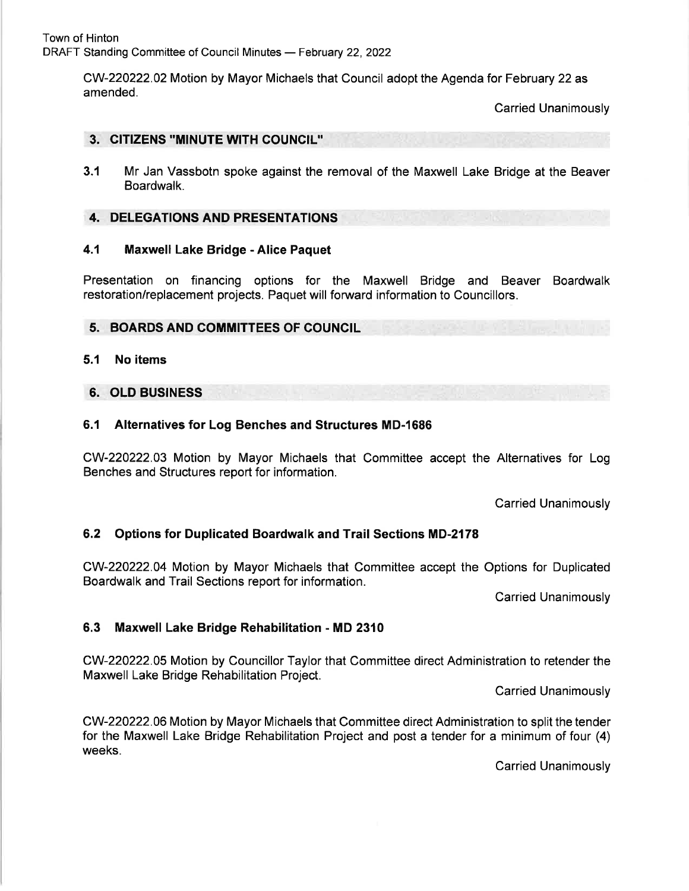CW-220222.02 Motion by Mayor Michaels that Council adopt the Agenda for February 22 as amended.

Carried Unanimously

## 3. CITIZENS "MINUTE WITH COUNCIL"

3.1 Mr Jan Vassbotn spoke against the removal of the Maxwell Lake Bridge at the Beaver Boardwalk.

## 4. DELEGATIONS AND PRESENTATIONS

### 4.1 Maxwell Lake Bridge - Alice Paquet

Presentation on financing options for the Maxwell Bridge and Beaver Boardwalk restoration/replacement projects. Paquet will forward information to Councillors.

## 5. BOARDS AND COMMITTEES OF COUNCIL

### 5.1 No items

## 6. OLD BUSINESS

### 6.1 Alternatives for Log Benches and Structures MD-1686

CW-220222.03 Motion by Mayor Michaels that Committee accept the Alternatives for Log Benches and Structures report for information.

Carried Unanimously

### 6.2 Options for Duplicated Boardwalk and Trail Sections MD-2178

CW-220222.04 Motion by Mayor Michaels that Committee accept the Options for Duplicated Boardwalk and Trail Sections report for information.

Carried Unanimously

### 6.3 Maxwell Lake Bridge Rehabilitation - MD 2310

CW-220222.05 Motion by Councillor Taylor that Committee direct Administration to retender the Maxwell Lake Bridge Rehabilitation Project.

Carried Unanimously

CW-220222.06 Motion by Mayor Michaels that Committee direct Administration to split the tender for the Maxwell Lake Bridge Rehabilitation Project and post a tender for a minimum of four (4) weeks.

Carried Unanimously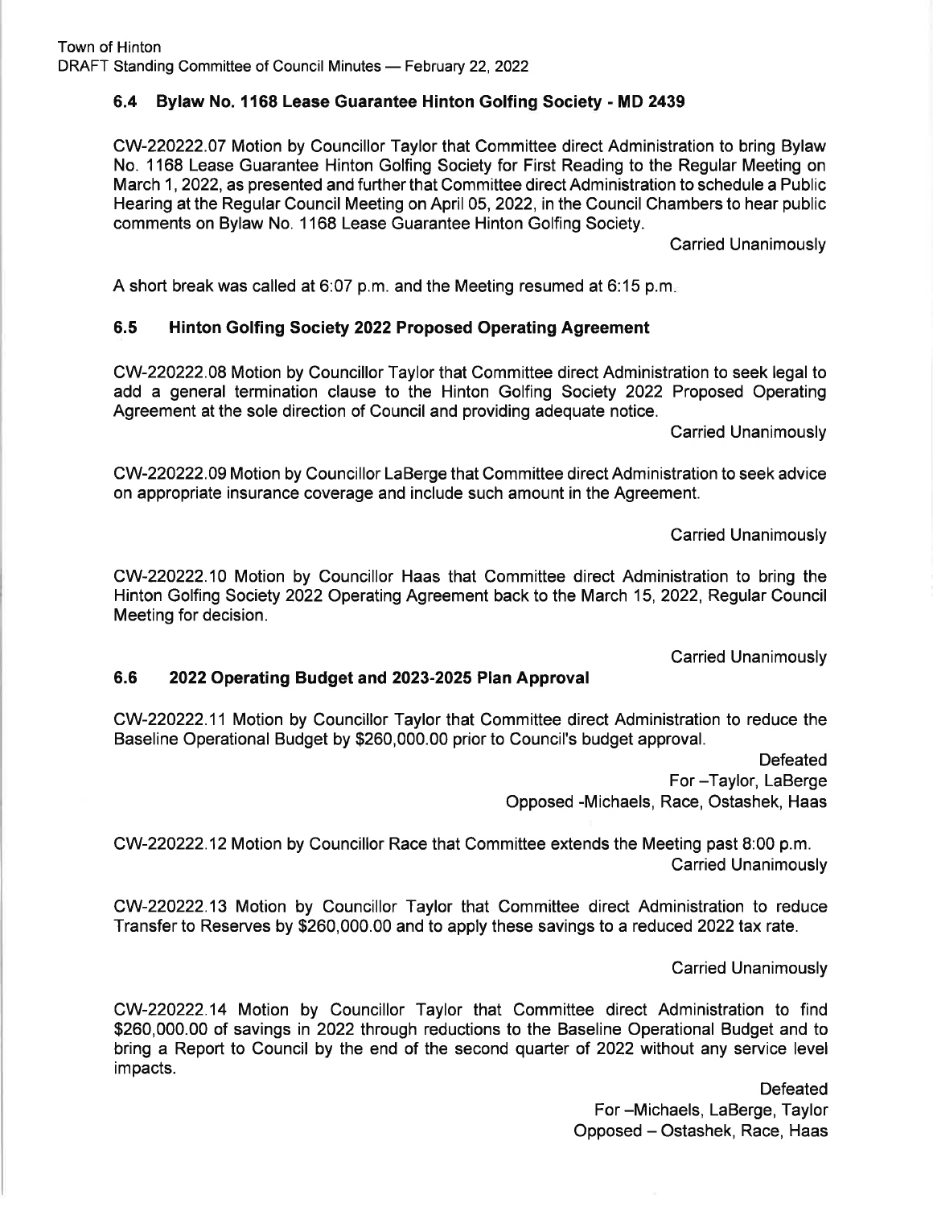### 6.4 Bylaw No. 1168 Lease Guarantee Hinton Golfing Society - MD 2439

CW-220222.07 Motion by Councillor Taylor that Committee direct Administration to bring Bylaw No. 1168 Lease Guarantee Hinton Golfing Society for First Reading to the Regular Meeting on March 1, 2022, as presented and further that Committee direct Administration to schedule a Public Hearing at the Regular Council Meeting on April 05, 2022, in the Council Chambers to hear public comments on Bylaw No. 1168 Lease Guarantee Hinton Golfing Society.

Carried Unanimously

A short break was called at 6:07 p.m. and the Meeting resumed at 6:15 p.m.

### 6.5 Hinton Golfing Society 2022 Proposed Operating Agreement

CW-220222.08 Motion by Councillor Taylor that Committee direct Administration to seek legal to add a general termination clause to the Hinton Golfing Society 2022 Proposed Operating Agreement at the sole direction of Council and providing adequate notice.

Carried Unanimously

CW-220222.09 Motion by Councillor LaBerge that Committee direct Administration to seek advice on appropriate insurance coverage and include such amount in the Agreement.

Carried Unanimously

CW-220222.10 Motion by Councillor Haas that Committee direct Administration to bring the Hinton Golfing Society 2022 Operating Agreement back to the March 15, 2022, Regular Council Meeting for decision.

Carried Unanimously

### 6.6 2022 Operating Budget and 2023-2025 Plan Approval

CW-220222.11 Motion by Councillor Taylor that Committee direct Administration to reduce the Baseline Operational Budget by $260,000.00 prior to Council's budget approval.

Defeated
For –Taylor, LaBerge
Opposed -Michaels, Race, Ostashek, Haas

CW-220222.12 Motion by Councillor Race that Committee extends the Meeting past 8:00 p.m.

Carried Unanimously

CW-220222.13 Motion by Councillor Taylor that Committee direct Administration to reduce Transfer to Reserves by $260,000.00 and to apply these savings to a reduced 2022 tax rate.

Carried Unanimously

CW-220222.14 Motion by Councillor Taylor that Committee direct Administration to find $260,000.00 of savings in 2022 through reductions to the Baseline Operational Budget and to bring a Report to Council by the end of the second quarter of 2022 without any service level impacts.

Defeated
For –Michaels, LaBerge, Taylor
Opposed – Ostashek, Race, Haas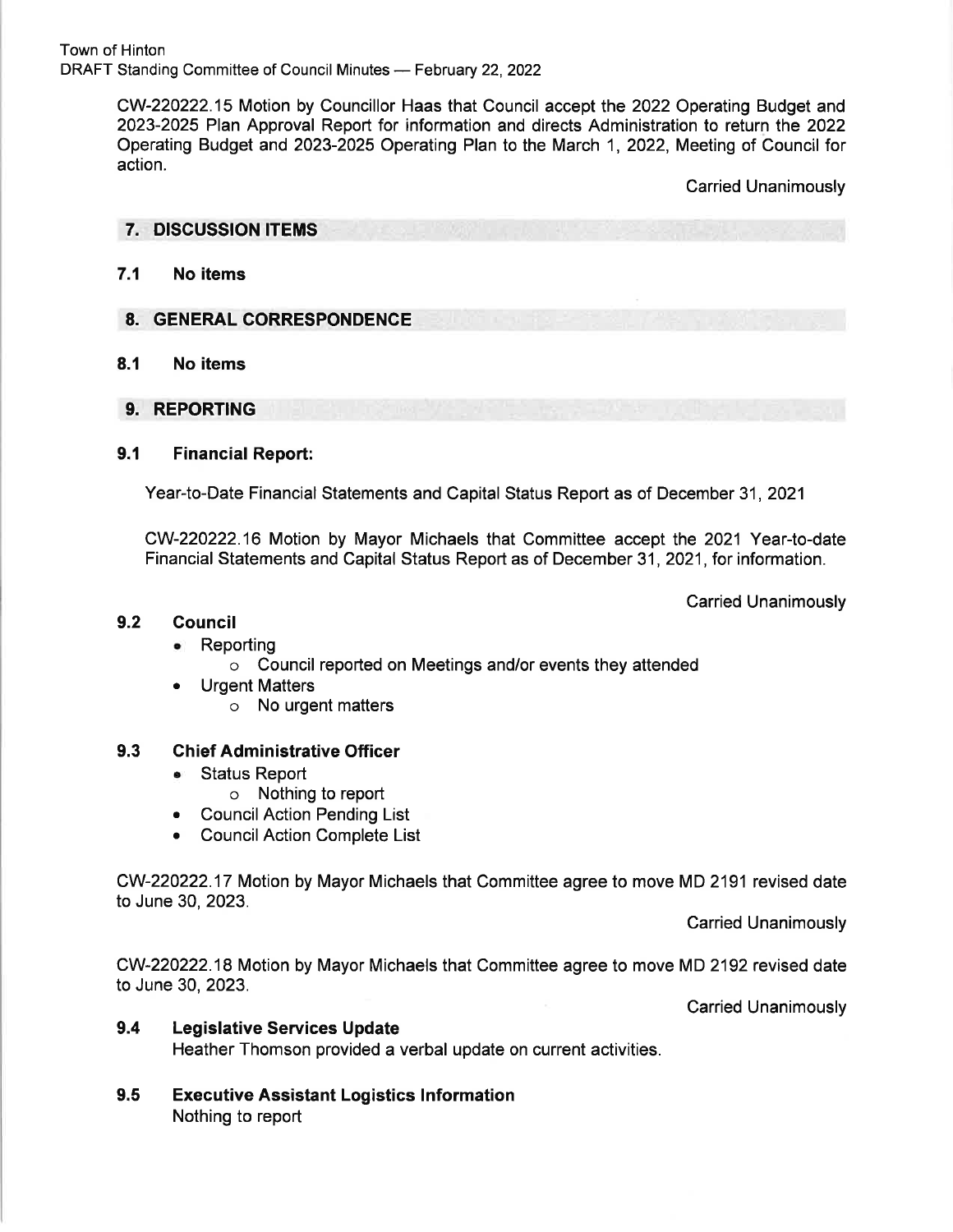CW-220222.15 Motion by Councillor Haas that Council accept the 2022 Operating Budget and 2023-2025 Plan Approval Report for information and directs Administration to return the 2022 Operating Budget and 2023-2025 Operating Plan to the March 1, 2022, Meeting of Council for action.

Carried Unanimously

## 7. DISCUSSION ITEMS

### 7.1 No items

## 8. GENERAL CORRESPONDENCE

### 8.1 No items

## 9. REPORTING

### 9.1 Financial Report:

Year-to-Date Financial Statements and Capital Status Report as of December 31, 2021

CW-220222.16 Motion by Mayor Michaels that Committee accept the 2021 Year-to-date Financial Statements and Capital Status Report as of December 31, 2021, for information.

Carried Unanimously

### 9.2 Council

- Reporting
  - Council reported on Meetings and/or events they attended
- Urgent Matters
  - No urgent matters

### 9.3 Chief Administrative Officer

- Status Report
  - Nothing to report
- Council Action Pending List
- Council Action Complete List

CW-220222.17 Motion by Mayor Michaels that Committee agree to move MD 2191 revised date to June 30, 2023.

Carried Unanimously

CW-220222.18 Motion by Mayor Michaels that Committee agree to move MD 2192 revised date to June 30, 2023.

Carried Unanimously

### 9.4 Legislative Services Update

Heather Thomson provided a verbal update on current activities.

### 9.5 Executive Assistant Logistics Information

Nothing to report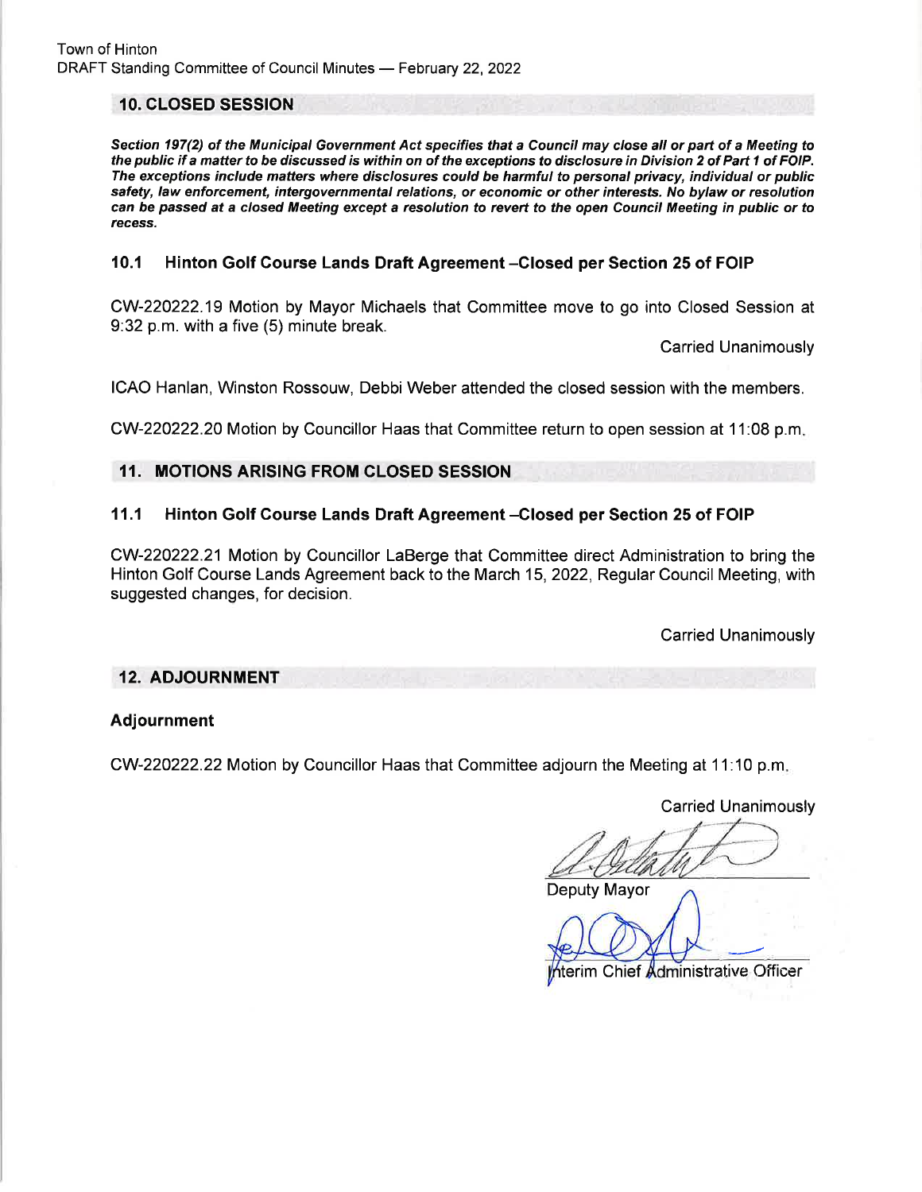## 10. CLOSED SESSION

***Section 197(2) of the Municipal Government Act specifies that a Council may close all or part of a Meeting to the public if a matter to be discussed is within on of the exceptions to disclosure in Division 2 of Part 1 of FOIP. The exceptions include matters where disclosures could be harmful to personal privacy, individual or public safety, law enforcement, intergovernmental relations, or economic or other interests. No bylaw or resolution can be passed at a closed Meeting except a resolution to revert to the open Council Meeting in public or to recess.***

### 10.1 Hinton Golf Course Lands Draft Agreement –Closed per Section 25 of FOIP

CW-220222.19 Motion by Mayor Michaels that Committee move to go into Closed Session at 9:32 p.m. with a five (5) minute break.

Carried Unanimously

ICAO Hanlan, Winston Rossouw, Debbi Weber attended the closed session with the members.

CW-220222.20 Motion by Councillor Haas that Committee return to open session at 11:08 p.m.

## 11. MOTIONS ARISING FROM CLOSED SESSION

### 11.1 Hinton Golf Course Lands Draft Agreement –Closed per Section 25 of FOIP

CW-220222.21 Motion by Councillor LaBerge that Committee direct Administration to bring the Hinton Golf Course Lands Agreement back to the March 15, 2022, Regular Council Meeting, with suggested changes, for decision.

Carried Unanimously

## 12. ADJOURNMENT

### Adjournment

CW-220222.22 Motion by Councillor Haas that Committee adjourn the Meeting at 11:10 p.m.

Carried Unanimously

Deputy Mayor

Interim Chief Administrative Officer